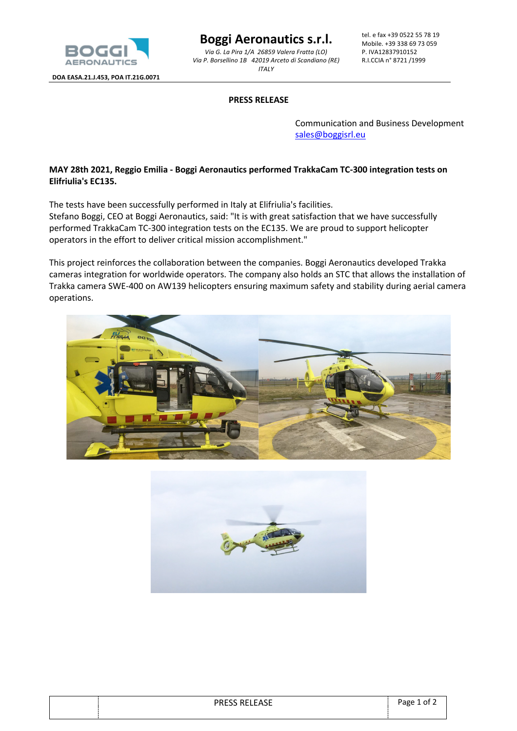BOGGI AERONAUTICS

DOA EASA.21.J.453, POA IT.21G.0071

# Boggi Aeronautics s.r.l.

*Via G. La Pira 1/A 26859 Valera Fratta (LO)*
*Via P. Borsellino 1B 42019 Arceto di Scandiano (RE)*
*ITALY*

tel. e fax +39 0522 55 78 19
Mobile. +39 338 69 73 059
P. IVA12837910152
R.I.CCIA n° 8721 /1999

**PRESS RELEASE**

Communication and Business Development
sales@boggisrl.eu

**MAY 28th 2021, Reggio Emilia - Boggi Aeronautics performed TrakkaCam TC-300 integration tests on Elifriulia's EC135.**

The tests have been successfully performed in Italy at Elifriulia's facilities.
Stefano Boggi, CEO at Boggi Aeronautics, said: "It is with great satisfaction that we have successfully performed TrakkaCam TC-300 integration tests on the EC135. We are proud to support helicopter operators in the effort to deliver critical mission accomplishment."

This project reinforces the collaboration between the companies. Boggi Aeronautics developed Trakka cameras integration for worldwide operators. The company also holds an STC that allows the installation of Trakka camera SWE-400 on AW139 helicopters ensuring maximum safety and stability during aerial camera operations.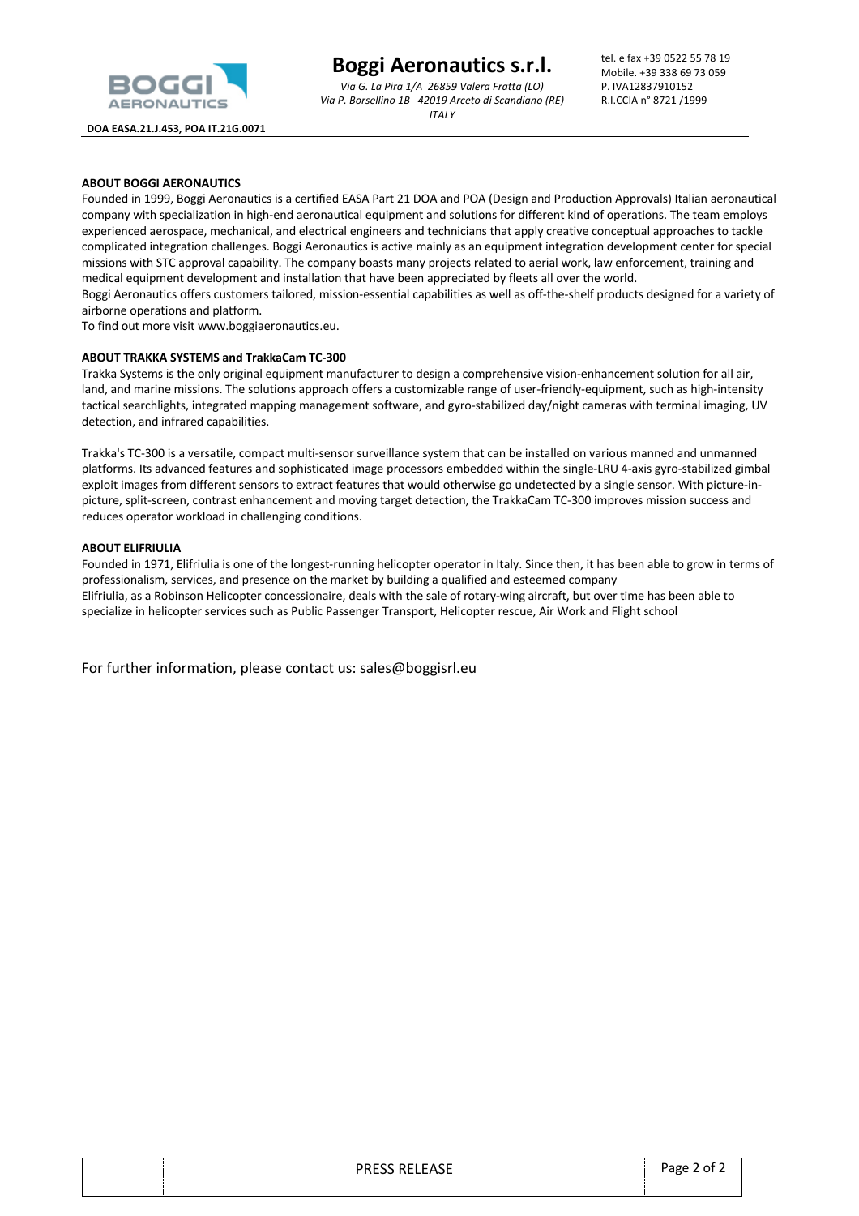**ABOUT BOGGI AERONAUTICS**

Founded in 1999, Boggi Aeronautics is a certified EASA Part 21 DOA and POA (Design and Production Approvals) Italian aeronautical company with specialization in high-end aeronautical equipment and solutions for different kind of operations. The team employs experienced aerospace, mechanical, and electrical engineers and technicians that apply creative conceptual approaches to tackle complicated integration challenges. Boggi Aeronautics is active mainly as an equipment integration development center for special missions with STC approval capability. The company boasts many projects related to aerial work, law enforcement, training and medical equipment development and installation that have been appreciated by fleets all over the world.

Boggi Aeronautics offers customers tailored, mission-essential capabilities as well as off-the-shelf products designed for a variety of airborne operations and platform.

To find out more visit www.boggiaeronautics.eu.

**ABOUT TRAKKA SYSTEMS and TrakkaCam TC-300**

Trakka Systems is the only original equipment manufacturer to design a comprehensive vision-enhancement solution for all air, land, and marine missions. The solutions approach offers a customizable range of user-friendly-equipment, such as high-intensity tactical searchlights, integrated mapping management software, and gyro-stabilized day/night cameras with terminal imaging, UV detection, and infrared capabilities.

Trakka's TC-300 is a versatile, compact multi-sensor surveillance system that can be installed on various manned and unmanned platforms. Its advanced features and sophisticated image processors embedded within the single-LRU 4-axis gyro-stabilized gimbal exploit images from different sensors to extract features that would otherwise go undetected by a single sensor. With picture-in-picture, split-screen, contrast enhancement and moving target detection, the TrakkaCam TC-300 improves mission success and reduces operator workload in challenging conditions.

**ABOUT ELIFRIULIA**

Founded in 1971, Elifriulia is one of the longest-running helicopter operator in Italy. Since then, it has been able to grow in terms of professionalism, services, and presence on the market by building a qualified and esteemed company

Elifriulia, as a Robinson Helicopter concessionaire, deals with the sale of rotary-wing aircraft, but over time has been able to specialize in helicopter services such as Public Passenger Transport, Helicopter rescue, Air Work and Flight school

For further information, please contact us: sales@boggisrl.eu